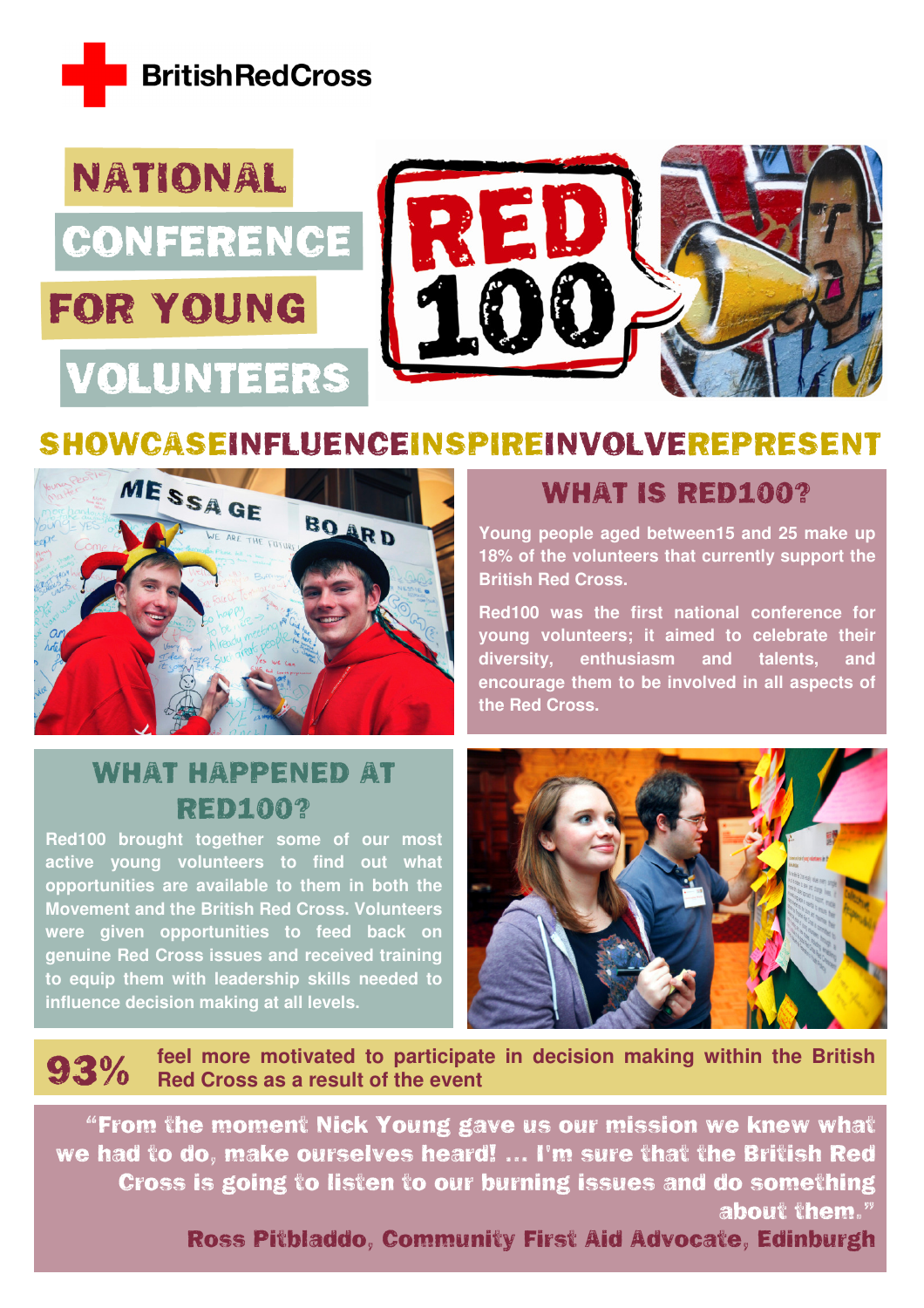British Red Cross

# NATIONAL CONFERENCE FOR YOUNG VOLUNTEERS

RED 100

SHOWCASEINFLUENCEINSPIREINVOLVEREPRESENT

## WHAT IS RED100?

Young people aged between15 and 25 make up 18% of the volunteers that currently support the British Red Cross.

Red100 was the first national conference for young volunteers; it aimed to celebrate their diversity, enthusiasm and talents, and encourage them to be involved in all aspects of the Red Cross.

## WHAT HAPPENED AT RED100?

Red100 brought together some of our most active young volunteers to find out what opportunities are available to them in both the Movement and the British Red Cross. Volunteers were given opportunities to feed back on genuine Red Cross issues and received training to equip them with leadership skills needed to influence decision making at all levels.

**93%** feel more motivated to participate in decision making within the British Red Cross as a result of the event

"From the moment Nick Young gave us our mission we knew what we had to do, make ourselves heard! … I'm sure that the British Red Cross is going to listen to our burning issues and do something about them."

**Ross Pitbladdo, Community First Aid Advocate, Edinburgh**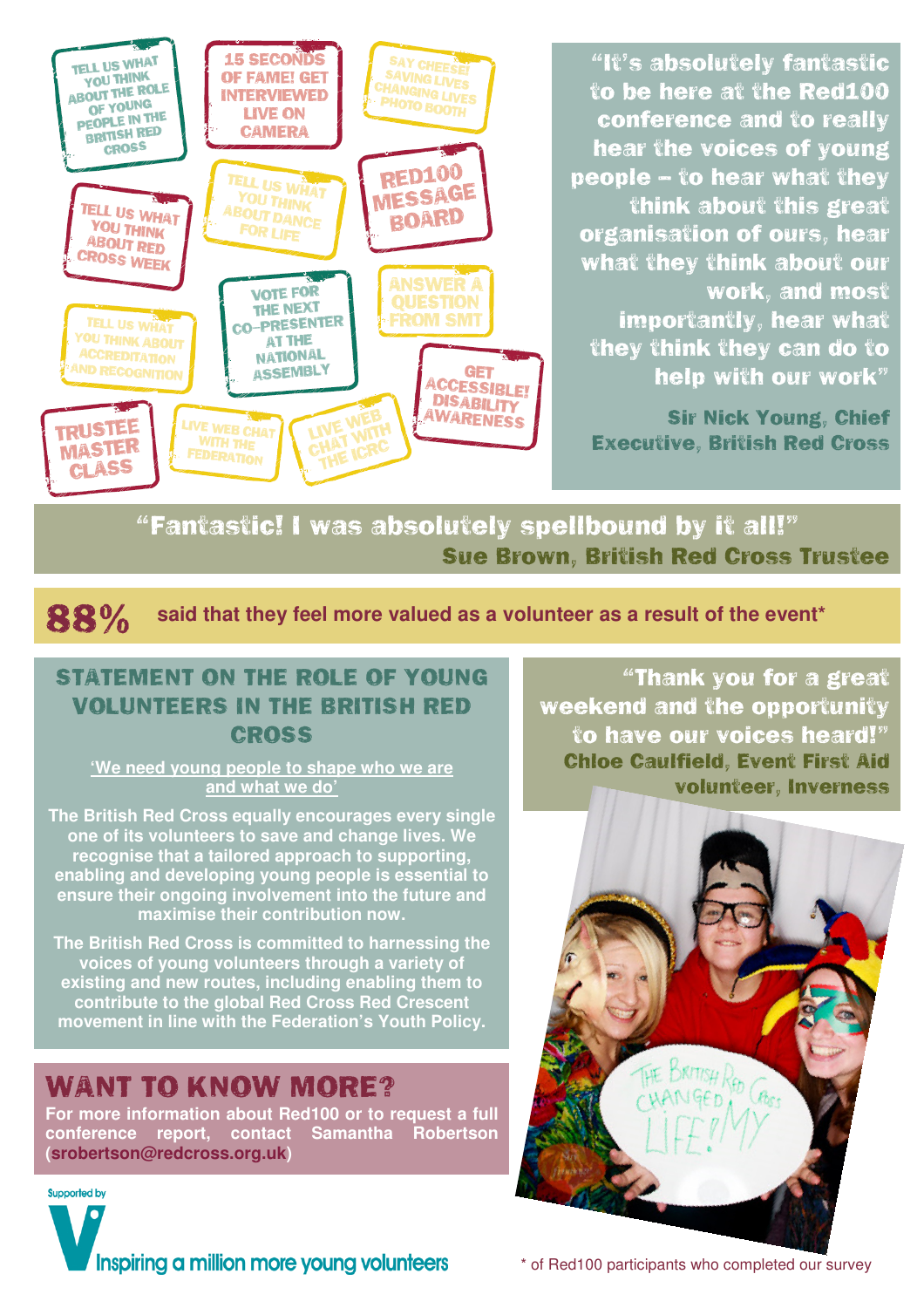TELL US WHAT YOU THINK ABOUT THE ROLE OF YOUNG PEOPLE IN THE BRITISH RED CROSS

15 SECONDS OF FAME! GET INTERVIEWED LIVE ON CAMERA

SAY CHEESE! SAVING LIVES CHANGING LIVES PHOTO BOOTH

TELL US WHAT YOU THINK ABOUT RED CROSS WEEK

TELL US WHAT YOU THINK ABOUT DANCE FOR LIFE

RED100 MESSAGE BOARD

VOTE FOR THE NEXT CO-PRESENTER AT THE NATIONAL ASSEMBLY

ANSWER A QUESTION FROM SMT

TELL US WHAT YOU THINK ABOUT ACCREDITATION AND RECOGNITION

GET ACCESSIBLE! DISABILITY AWARENESS

TRUSTEE MASTER CLASS

LIVE WEB CHAT WITH THE FEDERATION

LIVE WEB CHAT WITH THE ICRC

"It's absolutely fantastic to be here at the Red100 conference and to really hear the voices of young people – to hear what they think about this great organisation of ours, hear what they think about our work, and most importantly, hear what they think they can do to help with our work"

**Sir Nick Young, Chief Executive, British Red Cross**

"Fantastic! I was absolutely spellbound by it all!"

**Sue Brown, British Red Cross Trustee**

**88%** **said that they feel more valued as a volunteer as a result of the event***

## STATEMENT ON THE ROLE OF YOUNG VOLUNTEERS IN THE BRITISH RED CROSS

**'We need young people to shape who we are and what we do'**

**The British Red Cross equally encourages every single one of its volunteers to save and change lives. We recognise that a tailored approach to supporting, enabling and developing young people is essential to ensure their ongoing involvement into the future and maximise their contribution now.**

**The British Red Cross is committed to harnessing the voices of young volunteers through a variety of existing and new routes, including enabling them to contribute to the global Red Cross Red Crescent movement in line with the Federation's Youth Policy.**

"Thank you for a great weekend and the opportunity to have our voices heard!"

**Chloe Caulfield, Event First Aid volunteer, Inverness**

## WANT TO KNOW MORE?

**For more information about Red100 or to request a full conference report, contact Samantha Robertson (srobertson@redcross.org.uk)**

Supported by

V Inspiring a million more young volunteers

\* of Red100 participants who completed our survey